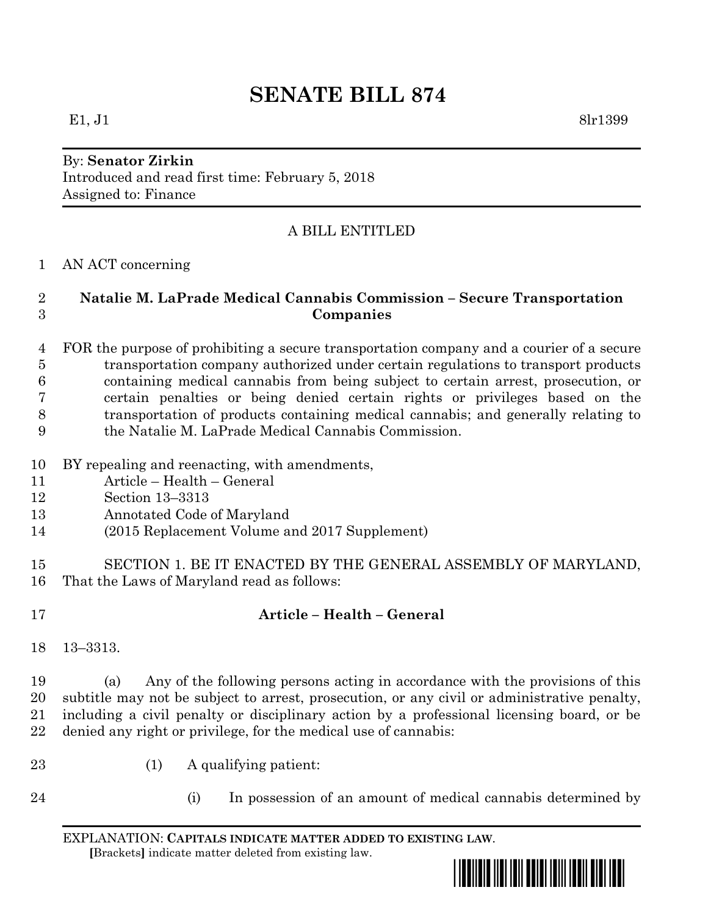# SENATE BILL 874

E1, J1 8lr1399

By: **Senator Zirkin**
Introduced and read first time: February 5, 2018
Assigned to: Finance

A BILL ENTITLED

AN ACT concerning

**Natalie M. LaPrade Medical Cannabis Commission – Secure Transportation Companies**

FOR the purpose of prohibiting a secure transportation company and a courier of a secure transportation company authorized under certain regulations to transport products containing medical cannabis from being subject to certain arrest, prosecution, or certain penalties or being denied certain rights or privileges based on the transportation of products containing medical cannabis; and generally relating to the Natalie M. LaPrade Medical Cannabis Commission.

BY repealing and reenacting, with amendments,
Article – Health – General
Section 13–3313
Annotated Code of Maryland
(2015 Replacement Volume and 2017 Supplement)

SECTION 1. BE IT ENACTED BY THE GENERAL ASSEMBLY OF MARYLAND, That the Laws of Maryland read as follows:

**Article – Health – General**

13–3313.

(a) Any of the following persons acting in accordance with the provisions of this subtitle may not be subject to arrest, prosecution, or any civil or administrative penalty, including a civil penalty or disciplinary action by a professional licensing board, or be denied any right or privilege, for the medical use of cannabis:

(1) A qualifying patient:

(i) In possession of an amount of medical cannabis determined by

EXPLANATION: **CAPITALS INDICATE MATTER ADDED TO EXISTING LAW.**
[Brackets] indicate matter deleted from existing law.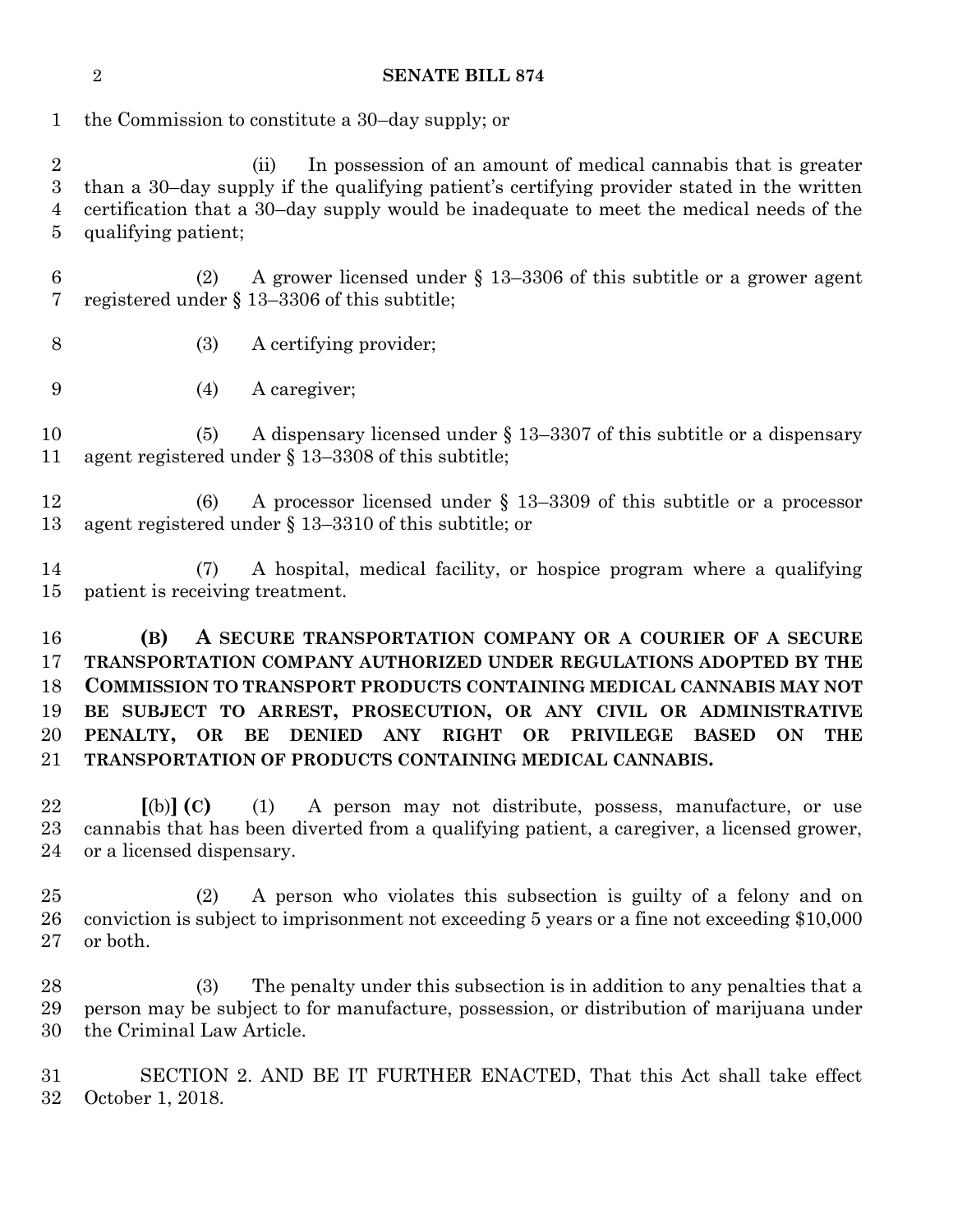the Commission to constitute a 30–day supply; or

(ii) In possession of an amount of medical cannabis that is greater than a 30–day supply if the qualifying patient's certifying provider stated in the written certification that a 30–day supply would be inadequate to meet the medical needs of the qualifying patient;

(2) A grower licensed under § 13–3306 of this subtitle or a grower agent registered under § 13–3306 of this subtitle;

(3) A certifying provider;

(4) A caregiver;

(5) A dispensary licensed under § 13–3307 of this subtitle or a dispensary agent registered under § 13–3308 of this subtitle;

(6) A processor licensed under § 13–3309 of this subtitle or a processor agent registered under § 13–3310 of this subtitle; or

(7) A hospital, medical facility, or hospice program where a qualifying patient is receiving treatment.

**(B) A SECURE TRANSPORTATION COMPANY OR A COURIER OF A SECURE TRANSPORTATION COMPANY AUTHORIZED UNDER REGULATIONS ADOPTED BY THE COMMISSION TO TRANSPORT PRODUCTS CONTAINING MEDICAL CANNABIS MAY NOT BE SUBJECT TO ARREST, PROSECUTION, OR ANY CIVIL OR ADMINISTRATIVE PENALTY, OR BE DENIED ANY RIGHT OR PRIVILEGE BASED ON THE TRANSPORTATION OF PRODUCTS CONTAINING MEDICAL CANNABIS.**

**[**(b)**] (C)** (1) A person may not distribute, possess, manufacture, or use cannabis that has been diverted from a qualifying patient, a caregiver, a licensed grower, or a licensed dispensary.

(2) A person who violates this subsection is guilty of a felony and on conviction is subject to imprisonment not exceeding 5 years or a fine not exceeding $10,000 or both.

(3) The penalty under this subsection is in addition to any penalties that a person may be subject to for manufacture, possession, or distribution of marijuana under the Criminal Law Article.

SECTION 2. AND BE IT FURTHER ENACTED, That this Act shall take effect October 1, 2018.